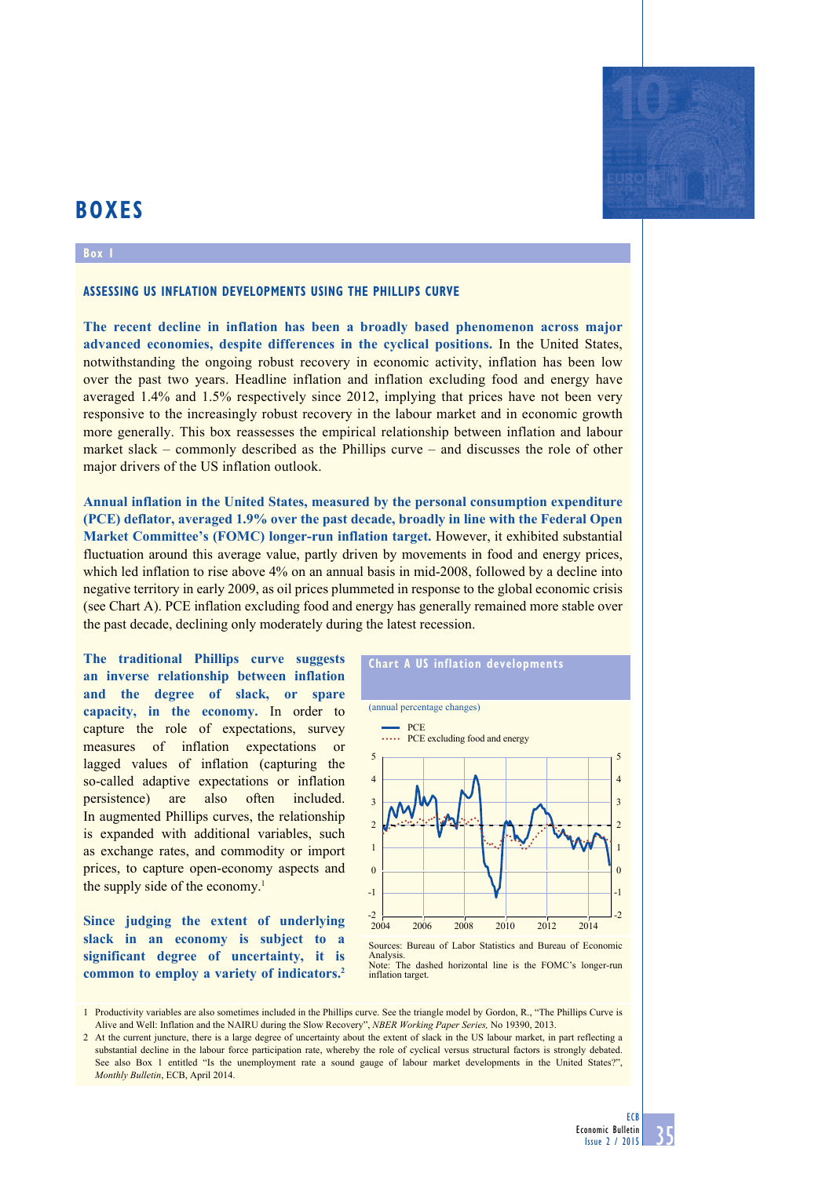# BOXES

## Box 1

### ASSESSING US INFLATION DEVELOPMENTS USING THE PHILLIPS CURVE

**The recent decline in inflation has been a broadly based phenomenon across major advanced economies, despite differences in the cyclical positions.** In the United States, notwithstanding the ongoing robust recovery in economic activity, inflation has been low over the past two years. Headline inflation and inflation excluding food and energy have averaged 1.4% and 1.5% respectively since 2012, implying that prices have not been very responsive to the increasingly robust recovery in the labour market and in economic growth more generally. This box reassesses the empirical relationship between inflation and labour market slack – commonly described as the Phillips curve – and discusses the role of other major drivers of the US inflation outlook.

**Annual inflation in the United States, measured by the personal consumption expenditure (PCE) deflator, averaged 1.9% over the past decade, broadly in line with the Federal Open Market Committee's (FOMC) longer-run inflation target.** However, it exhibited substantial fluctuation around this average value, partly driven by movements in food and energy prices, which led inflation to rise above 4% on an annual basis in mid-2008, followed by a decline into negative territory in early 2009, as oil prices plummeted in response to the global economic crisis (see Chart A). PCE inflation excluding food and energy has generally remained more stable over the past decade, declining only moderately during the latest recession.

**The traditional Phillips curve suggests an inverse relationship between inflation and the degree of slack, or spare capacity, in the economy.** In order to capture the role of expectations, survey measures of inflation expectations or lagged values of inflation (capturing the so-called adaptive expectations or inflation persistence) are also often included. In augmented Phillips curves, the relationship is expanded with additional variables, such as exchange rates, and commodity or import prices, to capture open-economy aspects and the supply side of the economy.[1]

**Since judging the extent of underlying slack in an economy is subject to a significant degree of uncertainty, it is common to employ a variety of indicators.**[2]

**Chart A US inflation developments**

(annual percentage changes)

Sources: Bureau of Labor Statistics and Bureau of Economic Analysis.
Note: The dashed horizontal line is the FOMC's longer-run inflation target.

1 Productivity variables are also sometimes included in the Phillips curve. See the triangle model by Gordon, R., "The Phillips Curve is Alive and Well: Inflation and the NAIRU during the Slow Recovery", *NBER Working Paper Series*, No 19390, 2013.

2 At the current juncture, there is a large degree of uncertainty about the extent of slack in the US labour market, in part reflecting a substantial decline in the labour force participation rate, whereby the role of cyclical versus structural factors is strongly debated. See also Box 1 entitled "Is the unemployment rate a sound gauge of labour market developments in the United States?", *Monthly Bulletin*, ECB, April 2014.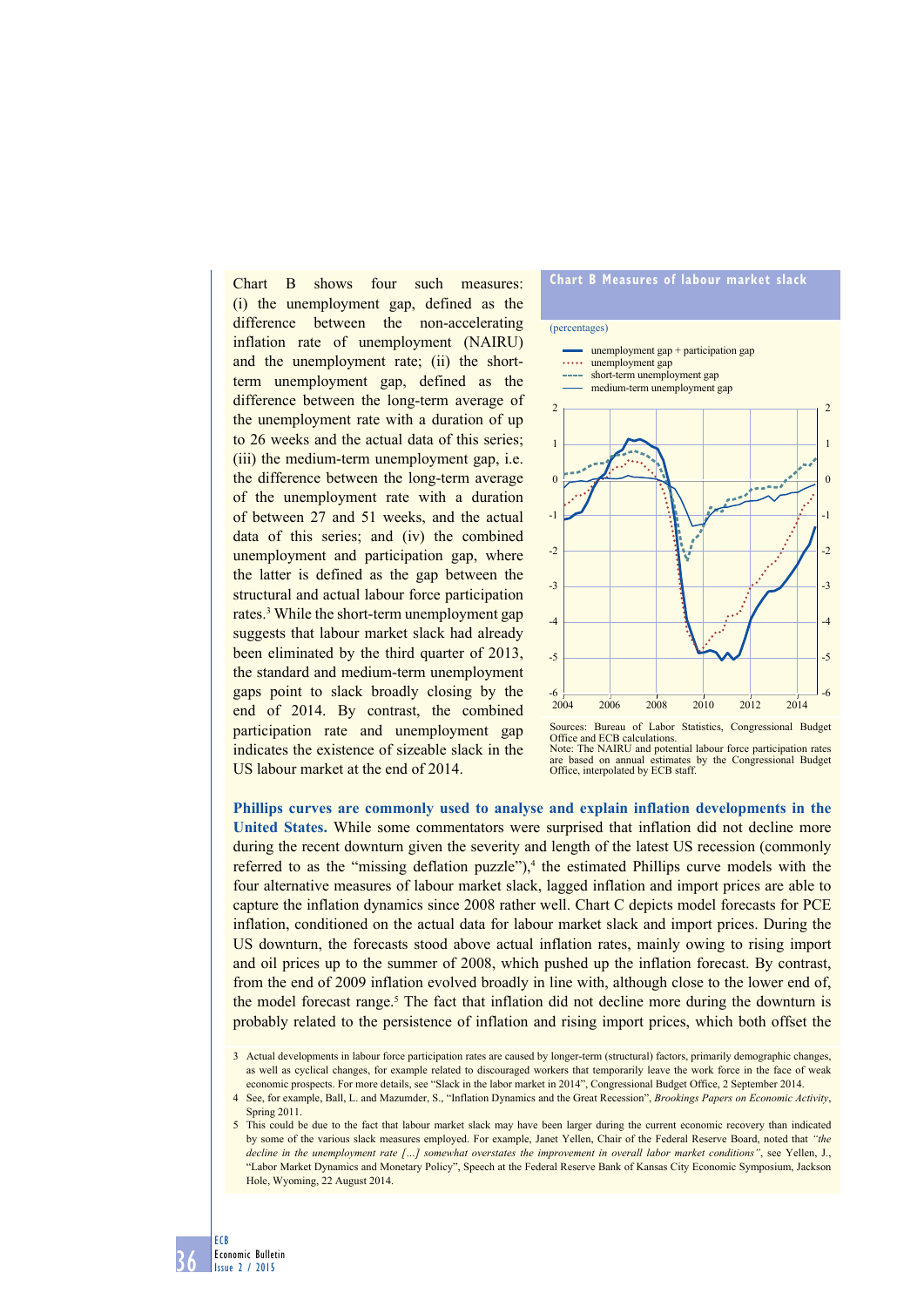Chart B shows four such measures: (i) the unemployment gap, defined as the difference between the non-accelerating inflation rate of unemployment (NAIRU) and the unemployment rate; (ii) the short-term unemployment gap, defined as the difference between the long-term average of the unemployment rate with a duration of up to 26 weeks and the actual data of this series; (iii) the medium-term unemployment gap, i.e. the difference between the long-term average of the unemployment rate with a duration of between 27 and 51 weeks, and the actual data of this series; and (iv) the combined unemployment and participation gap, where the latter is defined as the gap between the structural and actual labour force participation rates.[3] While the short-term unemployment gap suggests that labour market slack had already been eliminated by the third quarter of 2013, the standard and medium-term unemployment gaps point to slack broadly closing by the end of 2014. By contrast, the combined participation rate and unemployment gap indicates the existence of sizeable slack in the US labour market at the end of 2014.

**Chart B Measures of labour market slack**

(percentages)

- unemployment gap + participation gap
- unemployment gap
- short-term unemployment gap
- medium-term unemployment gap

Sources: Bureau of Labor Statistics, Congressional Budget Office and ECB calculations.
Note: The NAIRU and potential labour force participation rates are based on annual estimates by the Congressional Budget Office, interpolated by ECB staff.

**Phillips curves are commonly used to analyse and explain inflation developments in the United States.** While some commentators were surprised that inflation did not decline more during the recent downturn given the severity and length of the latest US recession (commonly referred to as the "missing deflation puzzle"),[4] the estimated Phillips curve models with the four alternative measures of labour market slack, lagged inflation and import prices are able to capture the inflation dynamics since 2008 rather well. Chart C depicts model forecasts for PCE inflation, conditioned on the actual data for labour market slack and import prices. During the US downturn, the forecasts stood above actual inflation rates, mainly owing to rising import and oil prices up to the summer of 2008, which pushed up the inflation forecast. By contrast, from the end of 2009 inflation evolved broadly in line with, although close to the lower end of, the model forecast range.[5] The fact that inflation did not decline more during the downturn is probably related to the persistence of inflation and rising import prices, which both offset the

3 Actual developments in labour force participation rates are caused by longer-term (structural) factors, primarily demographic changes, as well as cyclical changes, for example related to discouraged workers that temporarily leave the work force in the face of weak economic prospects. For more details, see "Slack in the labor market in 2014", Congressional Budget Office, 2 September 2014.

4 See, for example, Ball, L. and Mazumder, S., "Inflation Dynamics and the Great Recession", *Brookings Papers on Economic Activity*, Spring 2011.

5 This could be due to the fact that labour market slack may have been larger during the current economic recovery than indicated by some of the various slack measures employed. For example, Janet Yellen, Chair of the Federal Reserve Board, noted that *"the decline in the unemployment rate […] somewhat overstates the improvement in overall labor market conditions"*, see Yellen, J., "Labor Market Dynamics and Monetary Policy", Speech at the Federal Reserve Bank of Kansas City Economic Symposium, Jackson Hole, Wyoming, 22 August 2014.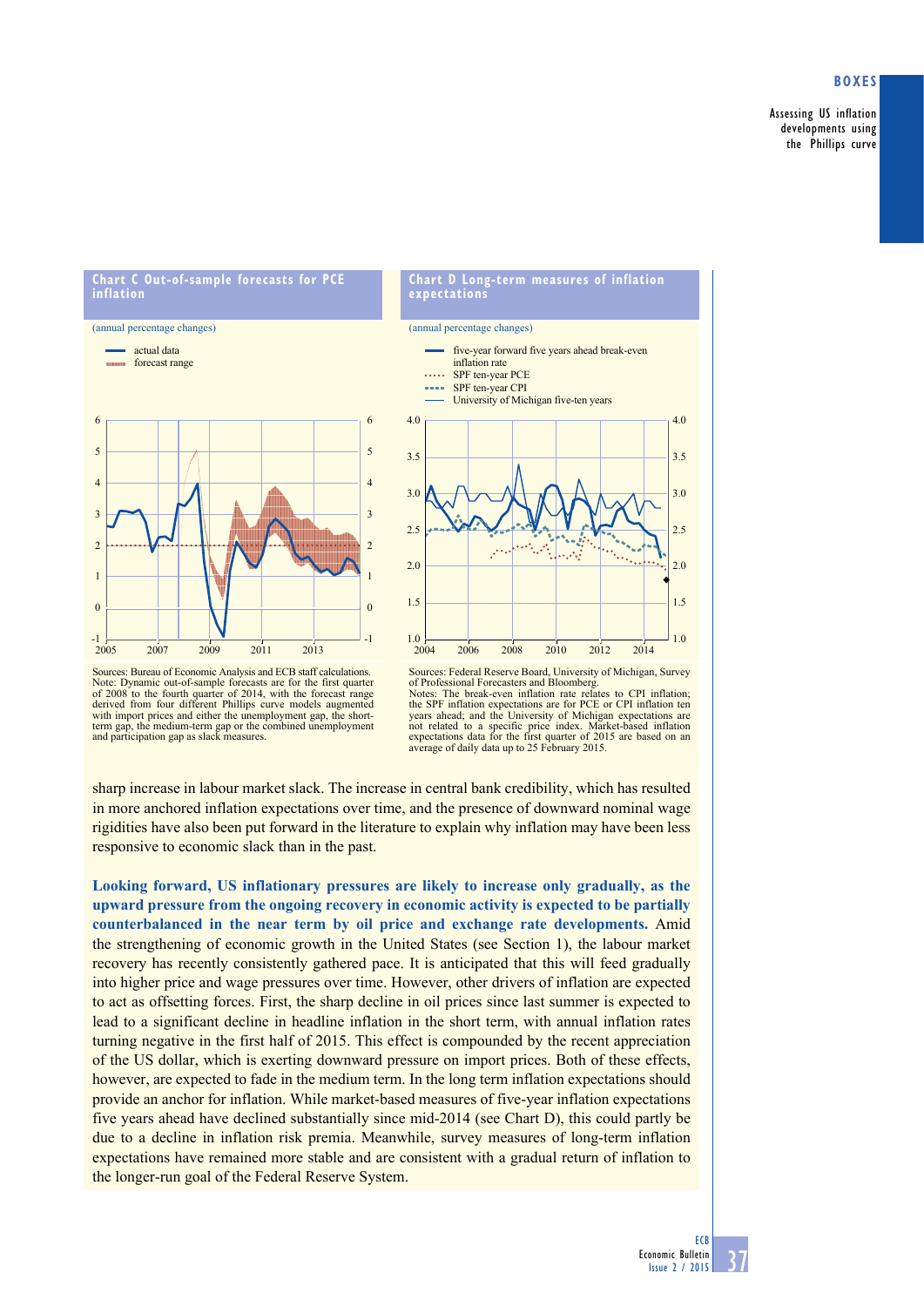**Chart C Out-of-sample forecasts for PCE inflation**

(annual percentage changes)

actual data
forecast range

6
5
4
3
2
1
0
-1

2005
2007
2009
2011
2013

Sources: Bureau of Economic Analysis and ECB staff calculations.
Note: Dynamic out-of-sample forecasts are for the first quarter of 2008 to the fourth quarter of 2014, with the forecast range derived from four different Phillips curve models augmented with import prices and either the unemployment gap, the short-term gap, the medium-term gap or the combined unemployment and participation gap as slack measures.

**Chart D Long-term measures of inflation expectations**

(annual percentage changes)

five-year forward five years ahead break-even inflation rate
SPF ten-year PCE
SPF ten-year CPI
University of Michigan five-ten years

4.0
3.5
3.0
2.5
2.0
1.5
1.0

2004
2006
2008
2010
2012
2014

Sources: Federal Reserve Board, University of Michigan, Survey of Professional Forecasters and Bloomberg.
Notes: The break-even inflation rate relates to CPI inflation; the SPF inflation expectations are for PCE or CPI inflation ten years ahead; and the University of Michigan expectations are not related to a specific price index. Market-based inflation expectations data for the first quarter of 2015 are based on an average of daily data up to 25 February 2015.

sharp increase in labour market slack. The increase in central bank credibility, which has resulted in more anchored inflation expectations over time, and the presence of downward nominal wage rigidities have also been put forward in the literature to explain why inflation may have been less responsive to economic slack than in the past.

**Looking forward, US inflationary pressures are likely to increase only gradually, as the upward pressure from the ongoing recovery in economic activity is expected to be partially counterbalanced in the near term by oil price and exchange rate developments.** Amid the strengthening of economic growth in the United States (see Section 1), the labour market recovery has recently consistently gathered pace. It is anticipated that this will feed gradually into higher price and wage pressures over time. However, other drivers of inflation are expected to act as offsetting forces. First, the sharp decline in oil prices since last summer is expected to lead to a significant decline in headline inflation in the short term, with annual inflation rates turning negative in the first half of 2015. This effect is compounded by the recent appreciation of the US dollar, which is exerting downward pressure on import prices. Both of these effects, however, are expected to fade in the medium term. In the long term inflation expectations should provide an anchor for inflation. While market-based measures of five-year inflation expectations five years ahead have declined substantially since mid-2014 (see Chart D), this could partly be due to a decline in inflation risk premia. Meanwhile, survey measures of long-term inflation expectations have remained more stable and are consistent with a gradual return of inflation to the longer-run goal of the Federal Reserve System.